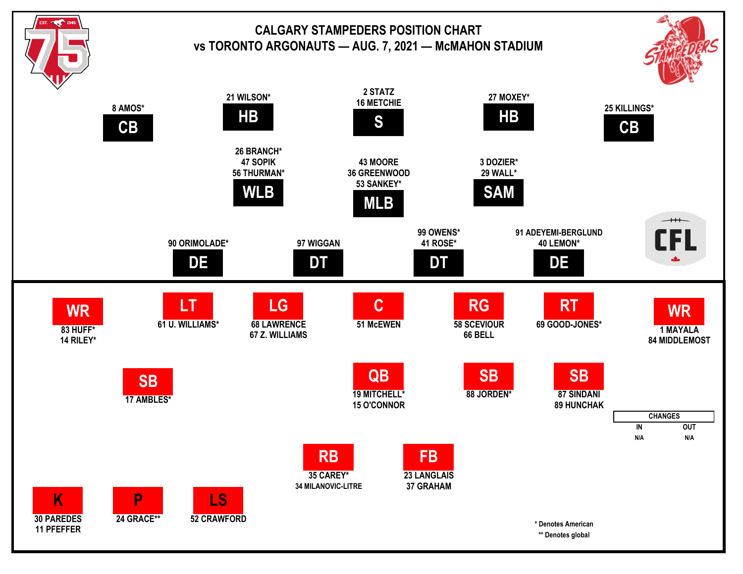# CALGARY STAMPEDERS POSITION CHART

## vs TORONTO ARGONAUTS — AUG. 7, 2021 — McMAHON STADIUM

### Defence

| Position | Players |
| --- | --- |
| CB | 8 AMOS* |
| HB | 21 WILSON* |
| S | 2 STATZ, 16 METCHIE |
| HB | 27 MOXEY* |
| CB | 25 KILLINGS* |
| WLB | 26 BRANCH*, 47 SOPIK, 56 THURMAN* |
| MLB | 43 MOORE, 36 GREENWOOD, 53 SANKEY* |
| SAM | 3 DOZIER*, 29 WALL* |
| DE | 90 ORIMOLADE* |
| DT | 97 WIGGAN |
| DT | 99 OWENS*, 41 ROSE* |
| DE | 91 ADEYEMI-BERGLUND, 40 LEMON* |

### Offence

| Position | Players |
| --- | --- |
| WR | 83 HUFF*, 14 RILEY* |
| LT | 61 U. WILLIAMS* |
| LG | 68 LAWRENCE, 67 Z. WILLIAMS |
| C | 51 McEWEN |
| RG | 58 SCEVIOUR, 66 BELL |
| RT | 69 GOOD-JONES* |
| WR | 1 MAYALA, 84 MIDDLEMOST |
| SB | 17 AMBLES* |
| QB | 19 MITCHELL*, 15 O'CONNOR |
| SB | 88 JORDEN* |
| SB | 87 SINDANI, 89 HUNCHAK |
| RB | 35 CAREY*, 34 MILANOVIC-LITRE |
| FB | 23 LANGLAIS, 37 GRAHAM |

### Special Teams

| Position | Players |
| --- | --- |
| K | 30 PAREDES, 11 PFEFFER |
| P | 24 GRACE** |
| LS | 52 CRAWFORD |

### CHANGES

| IN | OUT |
| --- | --- |
| N/A | N/A |

\* Denotes American

\*\* Denotes global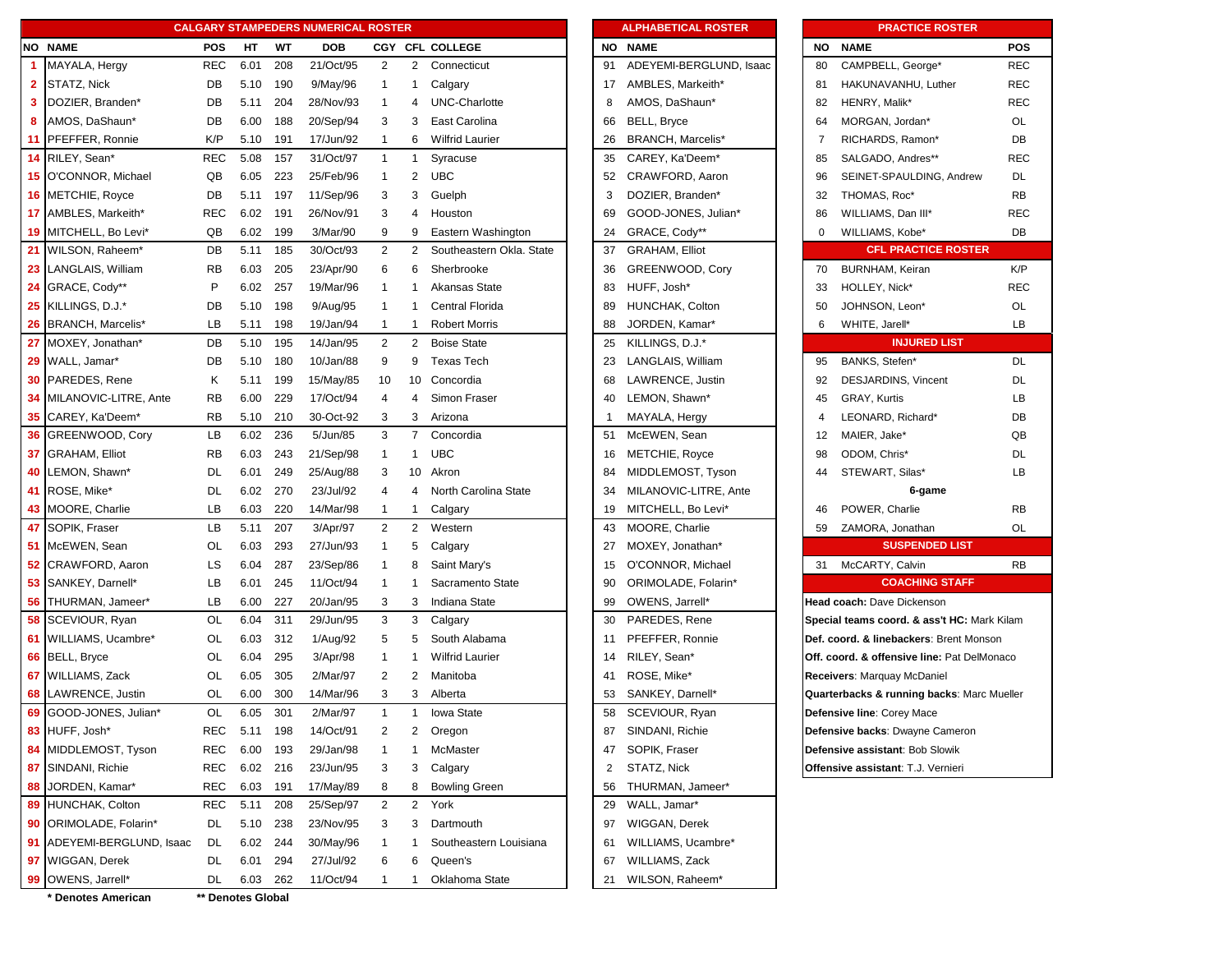## CALGARY STAMPEDERS NUMERICAL ROSTER

| NO | NAME | POS | HT | WT | DOB | CGY | CFL | COLLEGE |
|---|---|---|---|---|---|---|---|---|
| 1 | MAYALA, Hergy | REC | 6.01 | 208 | 21/Oct/95 | 2 | 2 | Connecticut |
| 2 | STATZ, Nick | DB | 5.10 | 190 | 9/May/96 | 1 | 1 | Calgary |
| 3 | DOZIER, Branden* | DB | 5.11 | 204 | 28/Nov/93 | 1 | 4 | UNC-Charlotte |
| 8 | AMOS, DaShaun* | DB | 6.00 | 188 | 20/Sep/94 | 3 | 3 | East Carolina |
| 11 | PFEFFER, Ronnie | K/P | 5.10 | 191 | 17/Jun/92 | 1 | 6 | Wilfrid Laurier |
| 14 | RILEY, Sean* | REC | 5.08 | 157 | 31/Oct/97 | 1 | 1 | Syracuse |
| 15 | O'CONNOR, Michael | QB | 6.05 | 223 | 25/Feb/96 | 1 | 2 | UBC |
| 16 | METCHIE, Royce | DB | 5.11 | 197 | 11/Sep/96 | 3 | 3 | Guelph |
| 17 | AMBLES, Markeith* | REC | 6.02 | 191 | 26/Nov/91 | 3 | 4 | Houston |
| 19 | MITCHELL, Bo Levi* | QB | 6.02 | 199 | 3/Mar/90 | 9 | 9 | Eastern Washington |
| 21 | WILSON, Raheem* | DB | 5.11 | 185 | 30/Oct/93 | 2 | 2 | Southeastern Okla. State |
| 23 | LANGLAIS, William | RB | 6.03 | 205 | 23/Apr/90 | 6 | 6 | Sherbrooke |
| 24 | GRACE, Cody** | P | 6.02 | 257 | 19/Mar/96 | 1 | 1 | Akansas State |
| 25 | KILLINGS, D.J.* | DB | 5.10 | 198 | 9/Aug/95 | 1 | 1 | Central Florida |
| 26 | BRANCH, Marcelis* | LB | 5.11 | 198 | 19/Jan/94 | 1 | 1 | Robert Morris |
| 27 | MOXEY, Jonathan* | DB | 5.10 | 195 | 14/Jan/95 | 2 | 2 | Boise State |
| 29 | WALL, Jamar* | DB | 5.10 | 180 | 10/Jan/88 | 9 | 9 | Texas Tech |
| 30 | PAREDES, Rene | K | 5.11 | 199 | 15/May/85 | 10 | 10 | Concordia |
| 34 | MILANOVIC-LITRE, Ante | RB | 6.00 | 229 | 17/Oct/94 | 4 | 4 | Simon Fraser |
| 35 | CAREY, Ka'Deem* | RB | 5.10 | 210 | 30-Oct-92 | 3 | 3 | Arizona |
| 36 | GREENWOOD, Cory | LB | 6.02 | 236 | 5/Jun/85 | 3 | 7 | Concordia |
| 37 | GRAHAM, Elliot | RB | 6.03 | 243 | 21/Sep/98 | 1 | 1 | UBC |
| 40 | LEMON, Shawn* | DL | 6.01 | 249 | 25/Aug/88 | 3 | 10 | Akron |
| 41 | ROSE, Mike* | DL | 6.02 | 270 | 23/Jul/92 | 4 | 4 | North Carolina State |
| 43 | MOORE, Charlie | LB | 6.03 | 220 | 14/Mar/98 | 1 | 1 | Calgary |
| 47 | SOPIK, Fraser | LB | 5.11 | 207 | 3/Apr/97 | 2 | 2 | Western |
| 51 | McEWEN, Sean | OL | 6.03 | 293 | 27/Jun/93 | 1 | 5 | Calgary |
| 52 | CRAWFORD, Aaron | LS | 6.04 | 287 | 23/Sep/86 | 1 | 8 | Saint Mary's |
| 53 | SANKEY, Darnell* | LB | 6.01 | 245 | 11/Oct/94 | 1 | 1 | Sacramento State |
| 56 | THURMAN, Jameer* | LB | 6.00 | 227 | 20/Jan/95 | 3 | 3 | Indiana State |
| 58 | SCEVIOUR, Ryan | OL | 6.04 | 311 | 29/Jun/95 | 3 | 3 | Calgary |
| 61 | WILLIAMS, Ucambre* | OL | 6.03 | 312 | 1/Aug/92 | 5 | 5 | South Alabama |
| 66 | BELL, Bryce | OL | 6.04 | 295 | 3/Apr/98 | 1 | 1 | Wilfrid Laurier |
| 67 | WILLIAMS, Zack | OL | 6.05 | 305 | 2/Mar/97 | 2 | 2 | Manitoba |
| 68 | LAWRENCE, Justin | OL | 6.00 | 300 | 14/Mar/96 | 3 | 3 | Alberta |
| 69 | GOOD-JONES, Julian* | OL | 6.05 | 301 | 2/Mar/97 | 1 | 1 | Iowa State |
| 83 | HUFF, Josh* | REC | 5.11 | 198 | 14/Oct/91 | 2 | 2 | Oregon |
| 84 | MIDDLEMOST, Tyson | REC | 6.00 | 193 | 29/Jan/98 | 1 | 1 | McMaster |
| 87 | SINDANI, Richie | REC | 6.02 | 216 | 23/Jun/95 | 3 | 3 | Calgary |
| 88 | JORDEN, Kamar* | REC | 6.03 | 191 | 17/May/89 | 8 | 8 | Bowling Green |
| 89 | HUNCHAK, Colton | REC | 5.11 | 208 | 25/Sep/97 | 2 | 2 | York |
| 90 | ORIMOLADE, Folarin* | DL | 5.10 | 238 | 23/Nov/95 | 3 | 3 | Dartmouth |
| 91 | ADEYEMI-BERGLUND, Isaac | DL | 6.02 | 244 | 30/May/96 | 1 | 1 | Southeastern Louisiana |
| 97 | WIGGAN, Derek | DL | 6.01 | 294 | 27/Jul/92 | 6 | 6 | Queen's |
| 99 | OWENS, Jarrell* | DL | 6.03 | 262 | 11/Oct/94 | 1 | 1 | Oklahoma State |

**\* Denotes American** **\*\* Denotes Global**

## ALPHABETICAL ROSTER

| NO | NAME |
|---|---|
| 91 | ADEYEMI-BERGLUND, Isaac |
| 17 | AMBLES, Markeith* |
| 8 | AMOS, DaShaun* |
| 66 | BELL, Bryce |
| 26 | BRANCH, Marcelis* |
| 35 | CAREY, Ka'Deem* |
| 52 | CRAWFORD, Aaron |
| 3 | DOZIER, Branden* |
| 69 | GOOD-JONES, Julian* |
| 24 | GRACE, Cody** |
| 37 | GRAHAM, Elliot |
| 36 | GREENWOOD, Cory |
| 83 | HUFF, Josh* |
| 89 | HUNCHAK, Colton |
| 88 | JORDEN, Kamar* |
| 25 | KILLINGS, D.J.* |
| 23 | LANGLAIS, William |
| 68 | LAWRENCE, Justin |
| 40 | LEMON, Shawn* |
| 1 | MAYALA, Hergy |
| 51 | McEWEN, Sean |
| 16 | METCHIE, Royce |
| 84 | MIDDLEMOST, Tyson |
| 34 | MILANOVIC-LITRE, Ante |
| 19 | MITCHELL, Bo Levi* |
| 43 | MOORE, Charlie |
| 27 | MOXEY, Jonathan* |
| 15 | O'CONNOR, Michael |
| 90 | ORIMOLADE, Folarin* |
| 99 | OWENS, Jarrell* |
| 30 | PAREDES, Rene |
| 11 | PFEFFER, Ronnie |
| 14 | RILEY, Sean* |
| 41 | ROSE, Mike* |
| 53 | SANKEY, Darnell* |
| 58 | SCEVIOUR, Ryan |
| 87 | SINDANI, Richie |
| 47 | SOPIK, Fraser |
| 2 | STATZ, Nick |
| 56 | THURMAN, Jameer* |
| 29 | WALL, Jamar* |
| 97 | WIGGAN, Derek |
| 61 | WILLIAMS, Ucambre* |
| 67 | WILLIAMS, Zack |
| 21 | WILSON, Raheem* |

## PRACTICE ROSTER

| NO | NAME | POS |
|---|---|---|
| 80 | CAMPBELL, George* | REC |
| 81 | HAKUNAVANHU, Luther | REC |
| 82 | HENRY, Malik* | REC |
| 64 | MORGAN, Jordan* | OL |
| 7 | RICHARDS, Ramon* | DB |
| 85 | SALGADO, Andres** | REC |
| 96 | SEINET-SPAULDING, Andrew | DL |
| 32 | THOMAS, Roc* | RB |
| 86 | WILLIAMS, Dan III* | REC |
| 0 | WILLIAMS, Kobe* | DB |

## CFL PRACTICE ROSTER

| NO | NAME | POS |
|---|---|---|
| 70 | BURNHAM, Keiran | K/P |
| 33 | HOLLEY, Nick* | REC |
| 50 | JOHNSON, Leon* | OL |
| 6 | WHITE, Jarell* | LB |

## INJURED LIST

| NO | NAME | POS |
|---|---|---|
| 95 | BANKS, Stefen* | DL |
| 92 | DESJARDINS, Vincent | DL |
| 45 | GRAY, Kurtis | LB |
| 4 | LEONARD, Richard* | DB |
| 12 | MAIER, Jake* | QB |
| 98 | ODOM, Chris* | DL |
| 44 | STEWART, Silas* | LB |
| | **6-game** | |
| 46 | POWER, Charlie | RB |
| 59 | ZAMORA, Jonathan | OL |

## SUSPENDED LIST

| NO | NAME | POS |
|---|---|---|
| 31 | McCARTY, Calvin | RB |

## COACHING STAFF

**Head coach:** Dave Dickenson
**Special teams coord. & ass't HC:** Mark Kilam
**Def. coord. & linebackers**: Brent Monson
**Off. coord. & offensive line:** Pat DelMonaco
**Receivers**: Marquay McDaniel
**Quarterbacks & running backs**: Marc Mueller
**Defensive line**: Corey Mace
**Defensive backs**: Dwayne Cameron
**Defensive assistant**: Bob Slowik
**Offensive assistant**: T.J. Vernieri